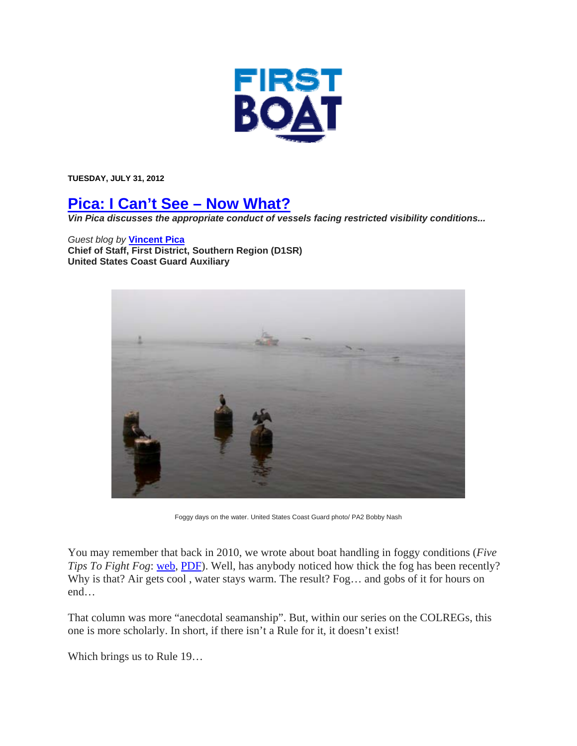# FIRST BOAT

**TUESDAY, JULY 31, 2012**

## Pica: I Can't See – Now What?

***Vin Pica discusses the appropriate conduct of vessels facing restricted visibility conditions...***

*Guest blog by* **Vincent Pica**
**Chief of Staff, First District, Southern Region (D1SR)**
**United States Coast Guard Auxiliary**

Foggy days on the water. United States Coast Guard photo/ PA2 Bobby Nash

You may remember that back in 2010, we wrote about boat handling in foggy conditions (*Five Tips To Fight Fog*: web, PDF). Well, has anybody noticed how thick the fog has been recently? Why is that? Air gets cool , water stays warm. The result? Fog… and gobs of it for hours on end…

That column was more "anecdotal seamanship". But, within our series on the COLREGs, this one is more scholarly. In short, if there isn't a Rule for it, it doesn't exist!

Which brings us to Rule 19…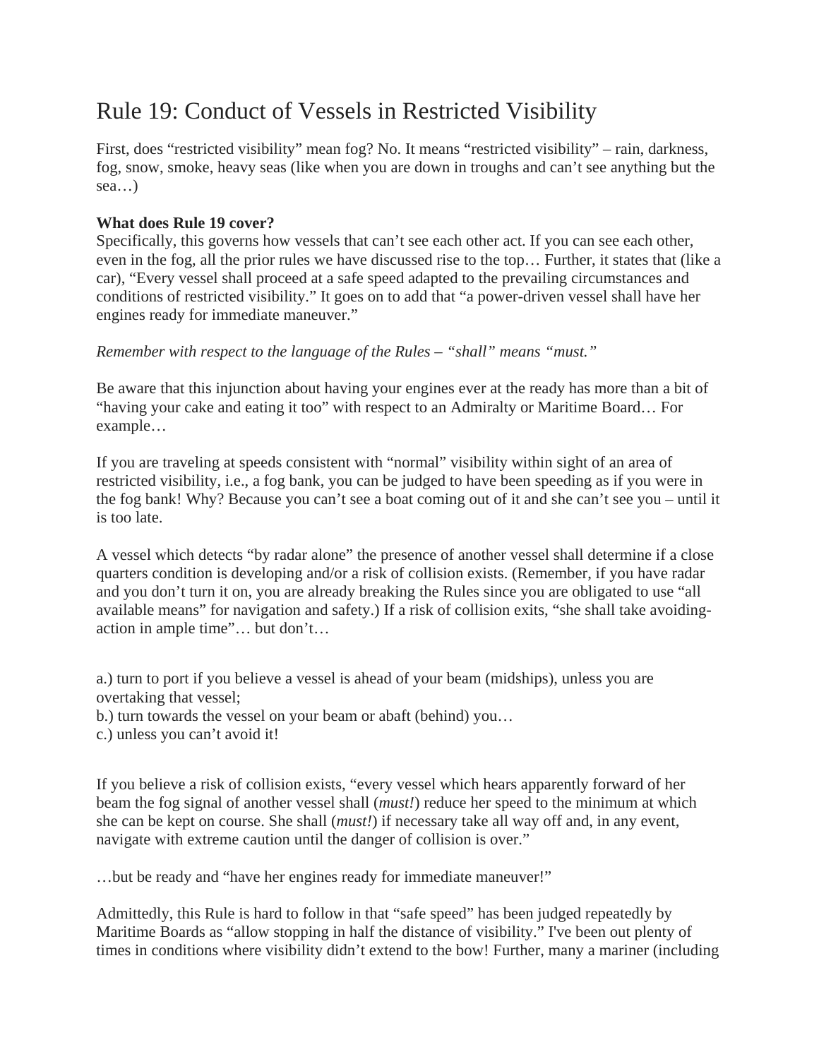# Rule 19: Conduct of Vessels in Restricted Visibility

First, does "restricted visibility" mean fog? No. It means "restricted visibility" – rain, darkness, fog, snow, smoke, heavy seas (like when you are down in troughs and can't see anything but the sea…)

**What does Rule 19 cover?**
Specifically, this governs how vessels that can't see each other act. If you can see each other, even in the fog, all the prior rules we have discussed rise to the top… Further, it states that (like a car), "Every vessel shall proceed at a safe speed adapted to the prevailing circumstances and conditions of restricted visibility." It goes on to add that "a power-driven vessel shall have her engines ready for immediate maneuver."

*Remember with respect to the language of the Rules – "shall" means "must."*

Be aware that this injunction about having your engines ever at the ready has more than a bit of "having your cake and eating it too" with respect to an Admiralty or Maritime Board… For example…

If you are traveling at speeds consistent with "normal" visibility within sight of an area of restricted visibility, i.e., a fog bank, you can be judged to have been speeding as if you were in the fog bank! Why? Because you can't see a boat coming out of it and she can't see you – until it is too late.

A vessel which detects "by radar alone" the presence of another vessel shall determine if a close quarters condition is developing and/or a risk of collision exists. (Remember, if you have radar and you don't turn it on, you are already breaking the Rules since you are obligated to use "all available means" for navigation and safety.) If a risk of collision exits, "she shall take avoiding-action in ample time"… but don't…

a.) turn to port if you believe a vessel is ahead of your beam (midships), unless you are overtaking that vessel;
b.) turn towards the vessel on your beam or abaft (behind) you…
c.) unless you can't avoid it!

If you believe a risk of collision exists, "every vessel which hears apparently forward of her beam the fog signal of another vessel shall (*must!*) reduce her speed to the minimum at which she can be kept on course. She shall (*must!*) if necessary take all way off and, in any event, navigate with extreme caution until the danger of collision is over."

…but be ready and "have her engines ready for immediate maneuver!"

Admittedly, this Rule is hard to follow in that "safe speed" has been judged repeatedly by Maritime Boards as "allow stopping in half the distance of visibility." I've been out plenty of times in conditions where visibility didn't extend to the bow! Further, many a mariner (including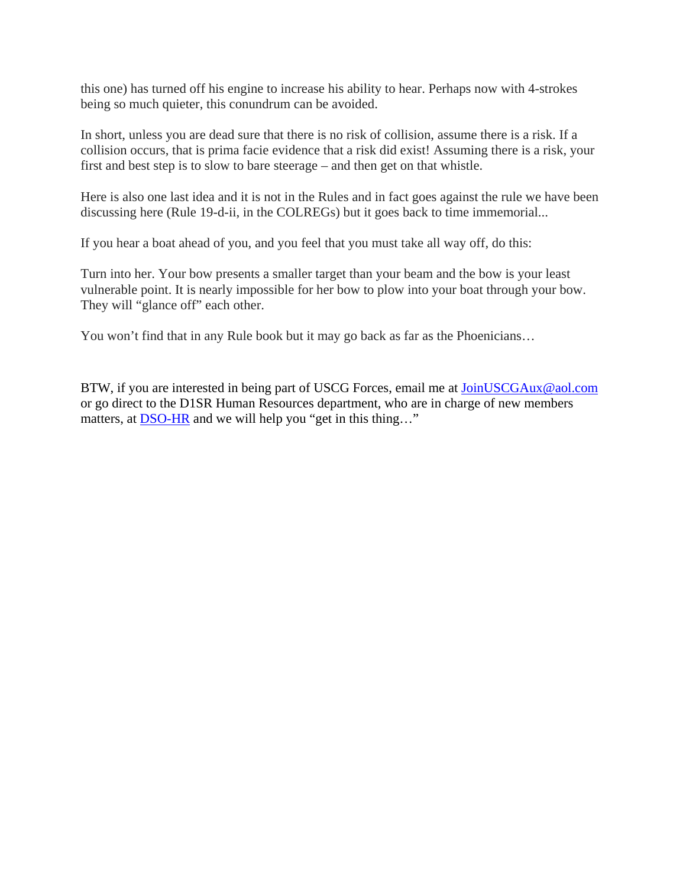this one) has turned off his engine to increase his ability to hear. Perhaps now with 4-strokes being so much quieter, this conundrum can be avoided.

In short, unless you are dead sure that there is no risk of collision, assume there is a risk. If a collision occurs, that is prima facie evidence that a risk did exist! Assuming there is a risk, your first and best step is to slow to bare steerage – and then get on that whistle.

Here is also one last idea and it is not in the Rules and in fact goes against the rule we have been discussing here (Rule 19-d-ii, in the COLREGs) but it goes back to time immemorial...

If you hear a boat ahead of you, and you feel that you must take all way off, do this:

Turn into her. Your bow presents a smaller target than your beam and the bow is your least vulnerable point. It is nearly impossible for her bow to plow into your boat through your bow. They will "glance off" each other.

You won't find that in any Rule book but it may go back as far as the Phoenicians…

BTW, if you are interested in being part of USCG Forces, email me at [JoinUSCGAux@aol.com](mailto:JoinUSCGAux@aol.com) or go direct to the D1SR Human Resources department, who are in charge of new members matters, at DSO-HR and we will help you "get in this thing…"